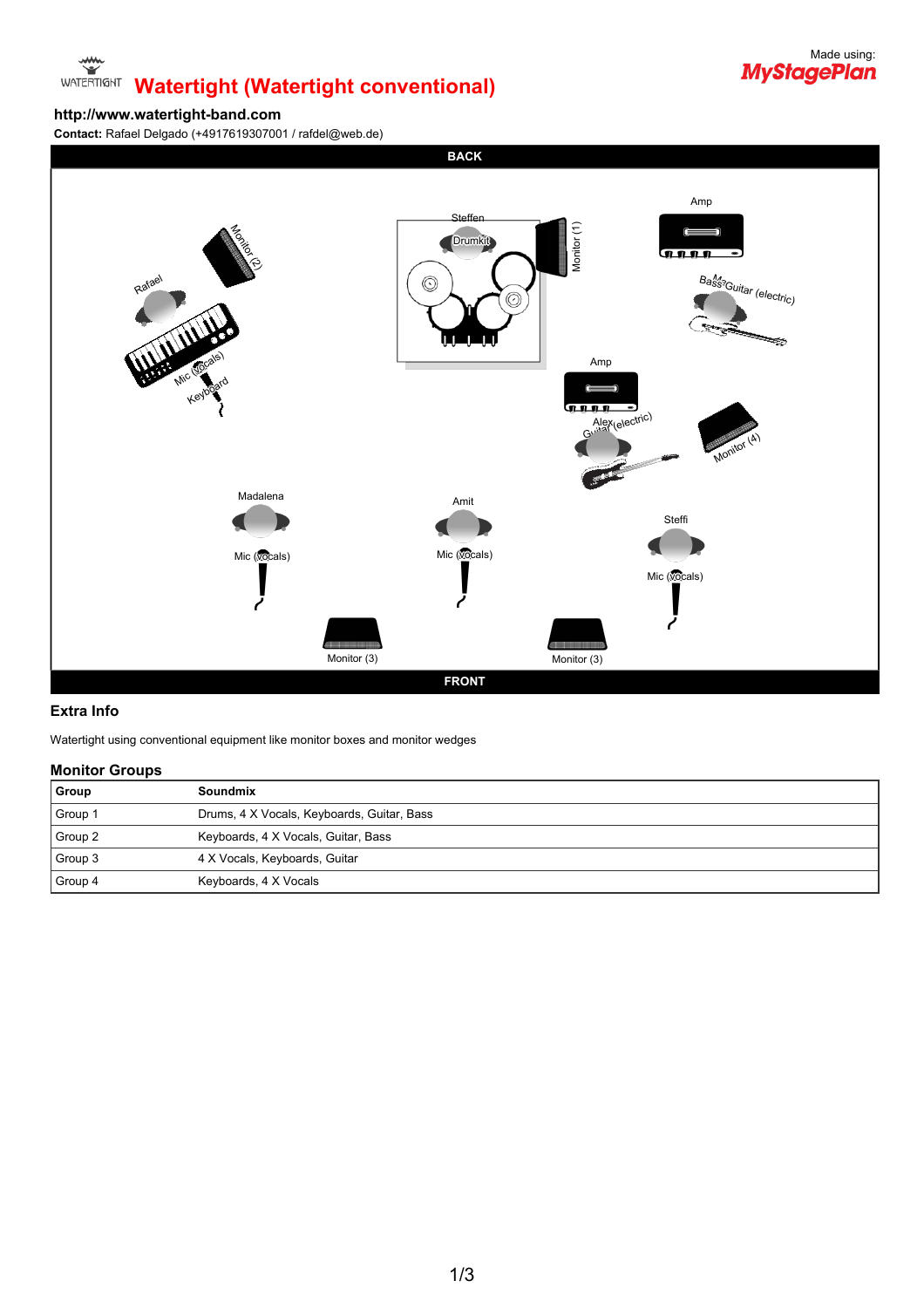# Watertight (Watertight conventional)

Made using: MyStagePlan

**http://www.watertight-band.com**

**Contact:** Rafael Delgado (+4917619307001 / rafdel@web.de)

BACK

Steffen
Drumkit
Monitor (1)
Amp
Bass Guitar (electric)
Rafael
Monitor (2)
Mic (Vocals)
Keyboard
Amp
Alex
Guitar (electric)
Monitor (4)
Madalena
Mic (Vocals)
Amit
Mic (Vocals)
Steffi
Mic (Vocals)
Monitor (3)
Monitor (3)

FRONT

## Extra Info

Watertight using conventional equipment like monitor boxes and monitor wedges

## Monitor Groups

| Group | Soundmix |
|---|---|
| Group 1 | Drums, 4 X Vocals, Keyboards, Guitar, Bass |
| Group 2 | Keyboards, 4 X Vocals, Guitar, Bass |
| Group 3 | 4 X Vocals, Keyboards, Guitar |
| Group 4 | Keyboards, 4 X Vocals |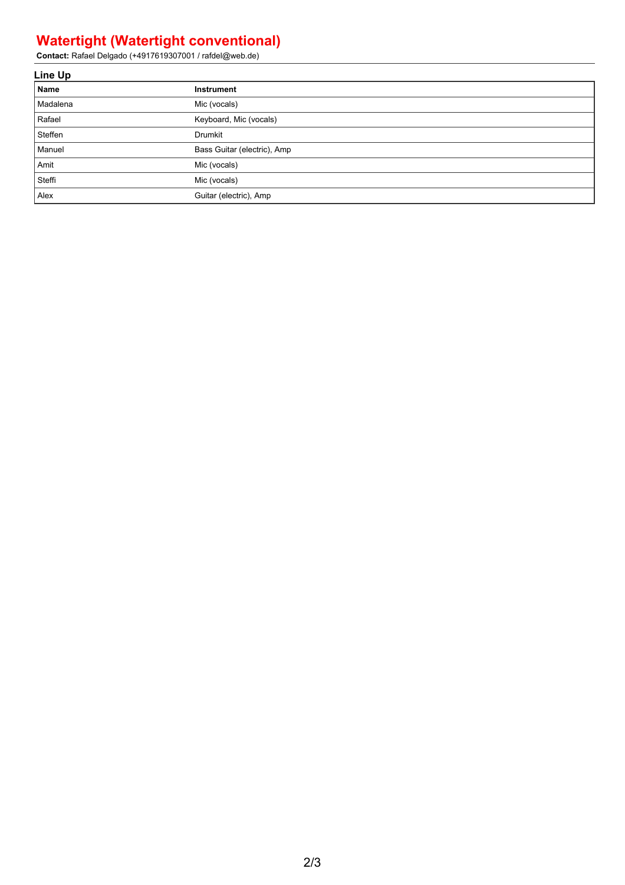# Watertight (Watertight conventional)

**Contact:** Rafael Delgado (+4917619307001 / rafdel@web.de)

## Line Up

| Name | Instrument |
|---|---|
| Madalena | Mic (vocals) |
| Rafael | Keyboard, Mic (vocals) |
| Steffen | Drumkit |
| Manuel | Bass Guitar (electric), Amp |
| Amit | Mic (vocals) |
| Steffi | Mic (vocals) |
| Alex | Guitar (electric), Amp |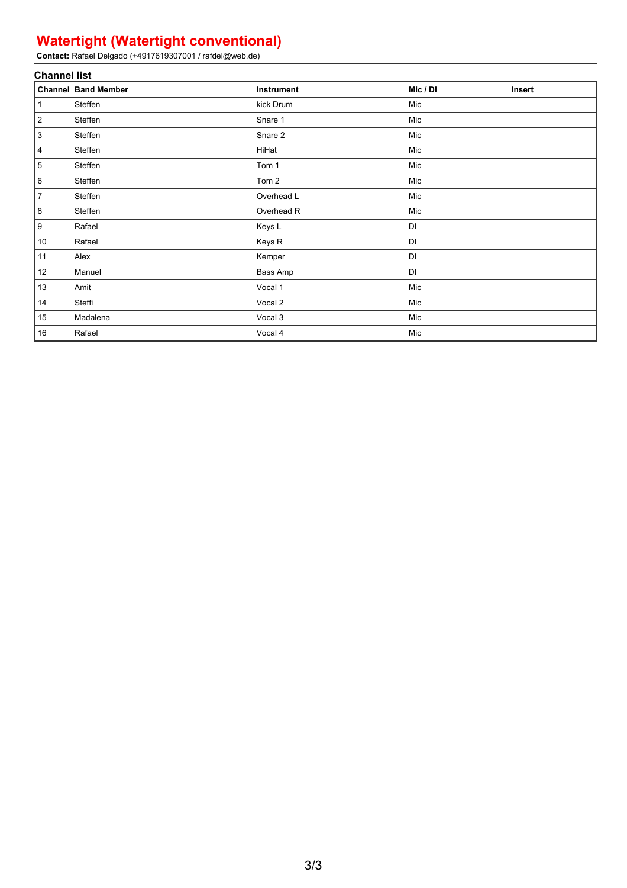# Watertight (Watertight conventional)

**Contact:** Rafael Delgado (+4917619307001 / rafdel@web.de)

## Channel list

| Channel | Band Member | Instrument | Mic / DI | Insert |
|---|---|---|---|---|
| 1 | Steffen | kick Drum | Mic | |
| 2 | Steffen | Snare 1 | Mic | |
| 3 | Steffen | Snare 2 | Mic | |
| 4 | Steffen | HiHat | Mic | |
| 5 | Steffen | Tom 1 | Mic | |
| 6 | Steffen | Tom 2 | Mic | |
| 7 | Steffen | Overhead L | Mic | |
| 8 | Steffen | Overhead R | Mic | |
| 9 | Rafael | Keys L | DI | |
| 10 | Rafael | Keys R | DI | |
| 11 | Alex | Kemper | DI | |
| 12 | Manuel | Bass Amp | DI | |
| 13 | Amit | Vocal 1 | Mic | |
| 14 | Steffi | Vocal 2 | Mic | |
| 15 | Madalena | Vocal 3 | Mic | |
| 16 | Rafael | Vocal 4 | Mic | |